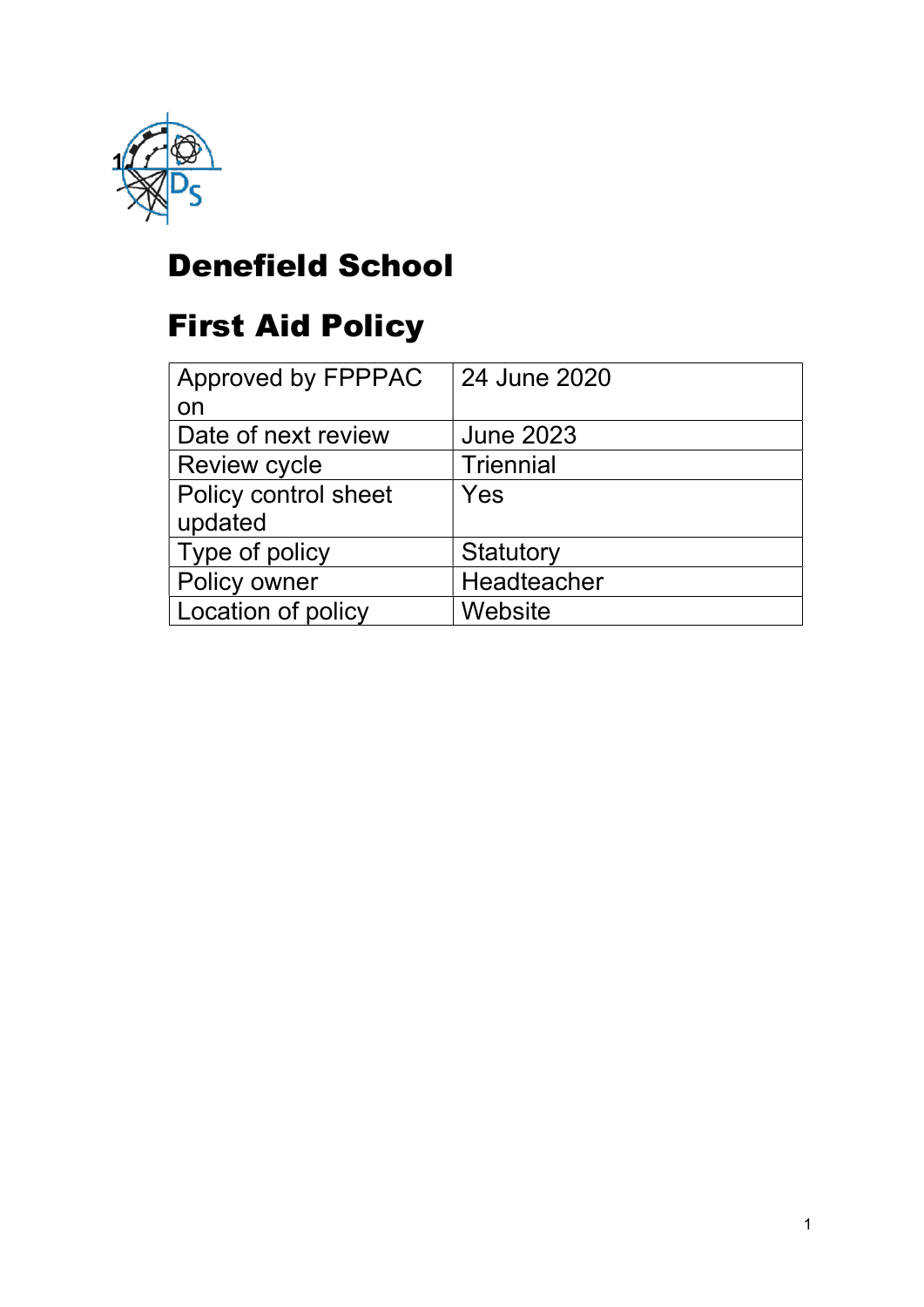# Denefield School

# First Aid Policy

| Approved by FPPPAC on | 24 June 2020 |
|---|---|
| Date of next review | June 2023 |
| Review cycle | Triennial |
| Policy control sheet updated | Yes |
| Type of policy | Statutory |
| Policy owner | Headteacher |
| Location of policy | Website |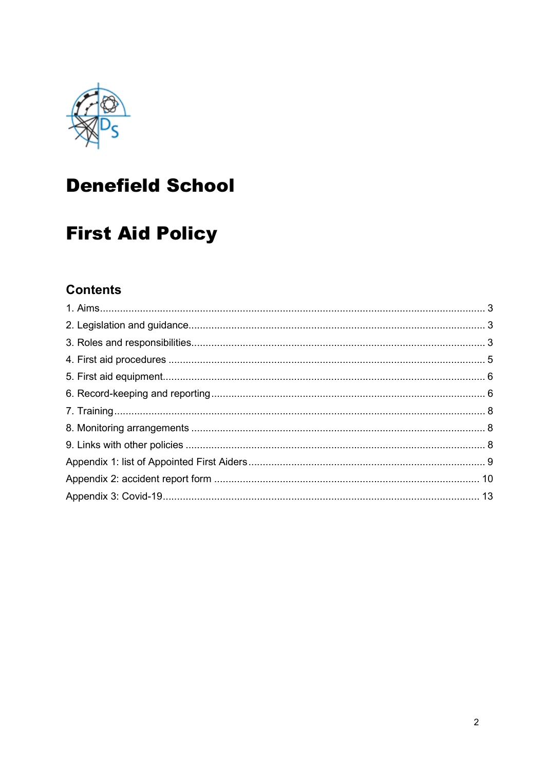# Denefield School

# First Aid Policy

## Contents

1. Aims ........................................................................ 3
2. Legislation and guidance ........................................................................ 3
3. Roles and responsibilities ........................................................................ 3
4. First aid procedures ........................................................................ 5
5. First aid equipment ........................................................................ 6
6. Record-keeping and reporting ........................................................................ 6
7. Training ........................................................................ 8
8. Monitoring arrangements ........................................................................ 8
9. Links with other policies ........................................................................ 8

Appendix 1: list of Appointed First Aiders ........................................................................ 9
Appendix 2: accident report form ........................................................................ 10
Appendix 3: Covid-19 ........................................................................ 13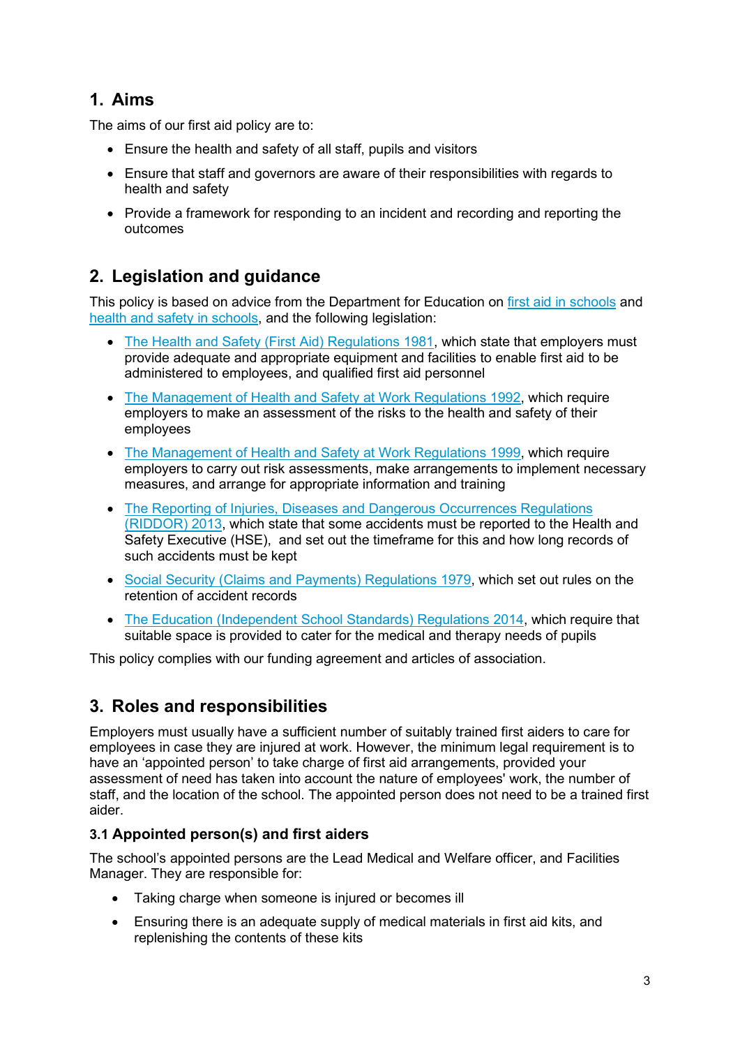## 1. Aims

The aims of our first aid policy are to:

- Ensure the health and safety of all staff, pupils and visitors
- Ensure that staff and governors are aware of their responsibilities with regards to health and safety
- Provide a framework for responding to an incident and recording and reporting the outcomes

## 2. Legislation and guidance

This policy is based on advice from the Department for Education on first aid in schools and health and safety in schools, and the following legislation:

- The Health and Safety (First Aid) Regulations 1981, which state that employers must provide adequate and appropriate equipment and facilities to enable first aid to be administered to employees, and qualified first aid personnel
- The Management of Health and Safety at Work Regulations 1992, which require employers to make an assessment of the risks to the health and safety of their employees
- The Management of Health and Safety at Work Regulations 1999, which require employers to carry out risk assessments, make arrangements to implement necessary measures, and arrange for appropriate information and training
- The Reporting of Injuries, Diseases and Dangerous Occurrences Regulations (RIDDOR) 2013, which state that some accidents must be reported to the Health and Safety Executive (HSE), and set out the timeframe for this and how long records of such accidents must be kept
- Social Security (Claims and Payments) Regulations 1979, which set out rules on the retention of accident records
- The Education (Independent School Standards) Regulations 2014, which require that suitable space is provided to cater for the medical and therapy needs of pupils

This policy complies with our funding agreement and articles of association.

## 3. Roles and responsibilities

Employers must usually have a sufficient number of suitably trained first aiders to care for employees in case they are injured at work. However, the minimum legal requirement is to have an 'appointed person' to take charge of first aid arrangements, provided your assessment of need has taken into account the nature of employees' work, the number of staff, and the location of the school. The appointed person does not need to be a trained first aider.

### 3.1 Appointed person(s) and first aiders

The school's appointed persons are the Lead Medical and Welfare officer, and Facilities Manager. They are responsible for:

- Taking charge when someone is injured or becomes ill
- Ensuring there is an adequate supply of medical materials in first aid kits, and replenishing the contents of these kits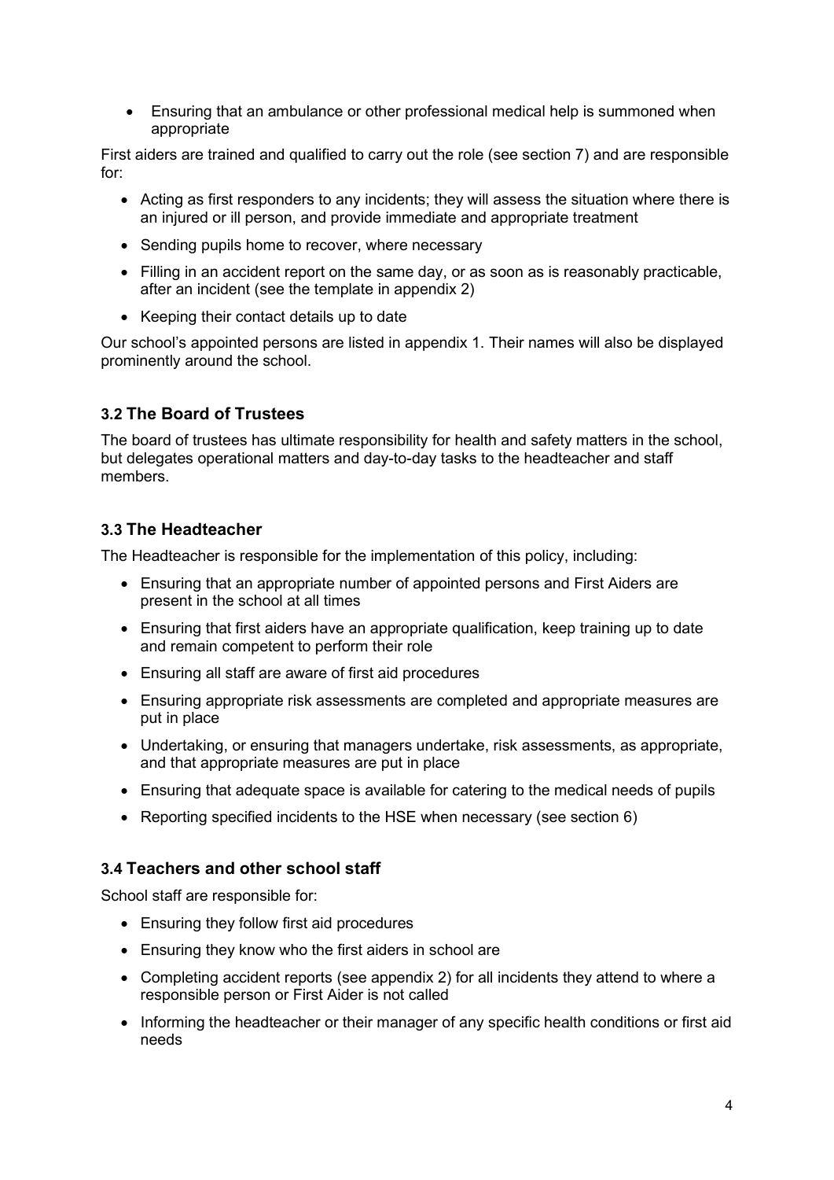- Ensuring that an ambulance or other professional medical help is summoned when appropriate

First aiders are trained and qualified to carry out the role (see section 7) and are responsible for:

- Acting as first responders to any incidents; they will assess the situation where there is an injured or ill person, and provide immediate and appropriate treatment
- Sending pupils home to recover, where necessary
- Filling in an accident report on the same day, or as soon as is reasonably practicable, after an incident (see the template in appendix 2)
- Keeping their contact details up to date

Our school's appointed persons are listed in appendix 1. Their names will also be displayed prominently around the school.

### 3.2 The Board of Trustees

The board of trustees has ultimate responsibility for health and safety matters in the school, but delegates operational matters and day-to-day tasks to the headteacher and staff members.

### 3.3 The Headteacher

The Headteacher is responsible for the implementation of this policy, including:

- Ensuring that an appropriate number of appointed persons and First Aiders are present in the school at all times
- Ensuring that first aiders have an appropriate qualification, keep training up to date and remain competent to perform their role
- Ensuring all staff are aware of first aid procedures
- Ensuring appropriate risk assessments are completed and appropriate measures are put in place
- Undertaking, or ensuring that managers undertake, risk assessments, as appropriate, and that appropriate measures are put in place
- Ensuring that adequate space is available for catering to the medical needs of pupils
- Reporting specified incidents to the HSE when necessary (see section 6)

### 3.4 Teachers and other school staff

School staff are responsible for:

- Ensuring they follow first aid procedures
- Ensuring they know who the first aiders in school are
- Completing accident reports (see appendix 2) for all incidents they attend to where a responsible person or First Aider is not called
- Informing the headteacher or their manager of any specific health conditions or first aid needs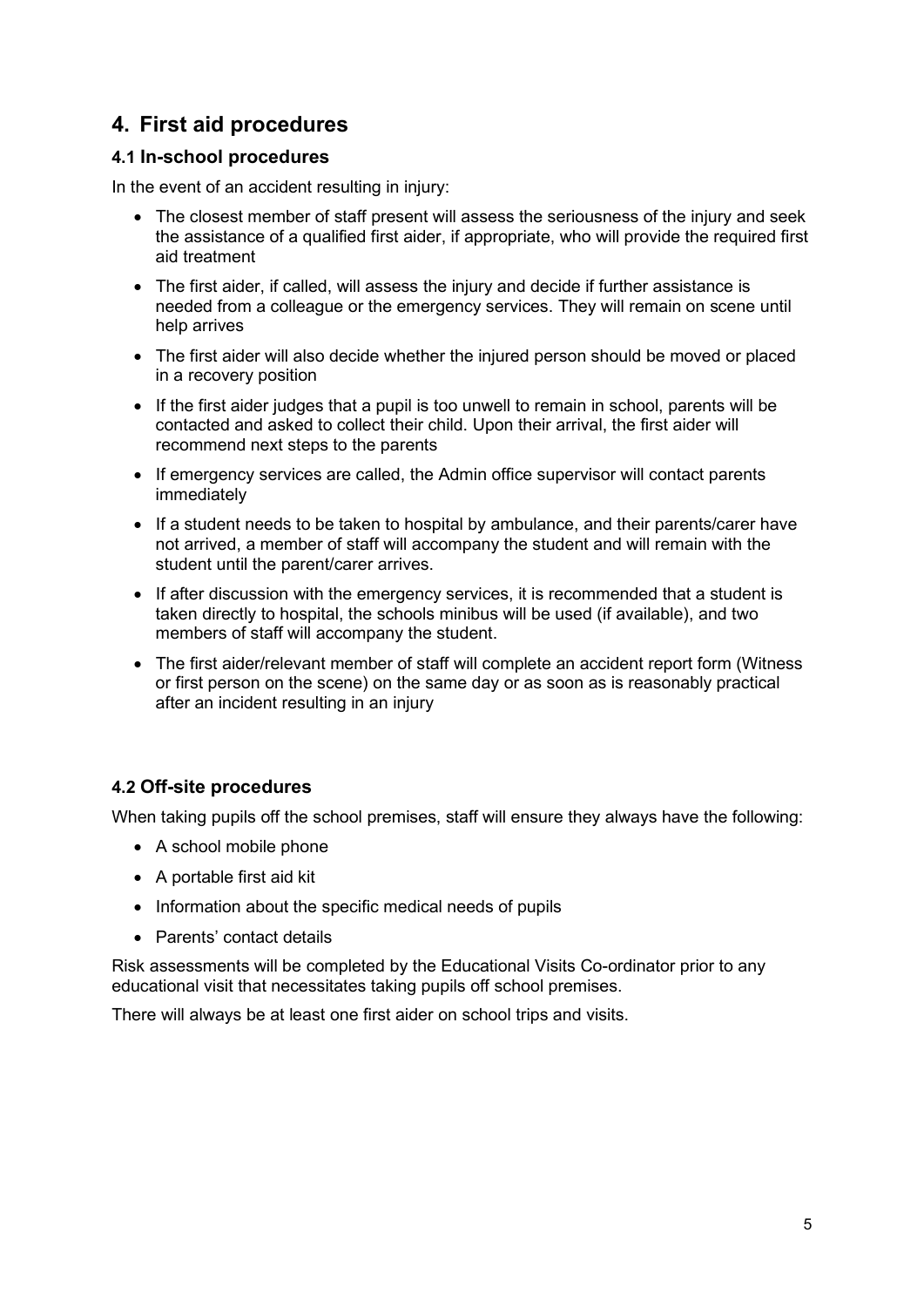## 4. First aid procedures

### 4.1 In-school procedures

In the event of an accident resulting in injury:

- The closest member of staff present will assess the seriousness of the injury and seek the assistance of a qualified first aider, if appropriate, who will provide the required first aid treatment
- The first aider, if called, will assess the injury and decide if further assistance is needed from a colleague or the emergency services. They will remain on scene until help arrives
- The first aider will also decide whether the injured person should be moved or placed in a recovery position
- If the first aider judges that a pupil is too unwell to remain in school, parents will be contacted and asked to collect their child. Upon their arrival, the first aider will recommend next steps to the parents
- If emergency services are called, the Admin office supervisor will contact parents immediately
- If a student needs to be taken to hospital by ambulance, and their parents/carer have not arrived, a member of staff will accompany the student and will remain with the student until the parent/carer arrives.
- If after discussion with the emergency services, it is recommended that a student is taken directly to hospital, the schools minibus will be used (if available), and two members of staff will accompany the student.
- The first aider/relevant member of staff will complete an accident report form (Witness or first person on the scene) on the same day or as soon as is reasonably practical after an incident resulting in an injury

### 4.2 Off-site procedures

When taking pupils off the school premises, staff will ensure they always have the following:

- A school mobile phone
- A portable first aid kit
- Information about the specific medical needs of pupils
- Parents' contact details

Risk assessments will be completed by the Educational Visits Co-ordinator prior to any educational visit that necessitates taking pupils off school premises.

There will always be at least one first aider on school trips and visits.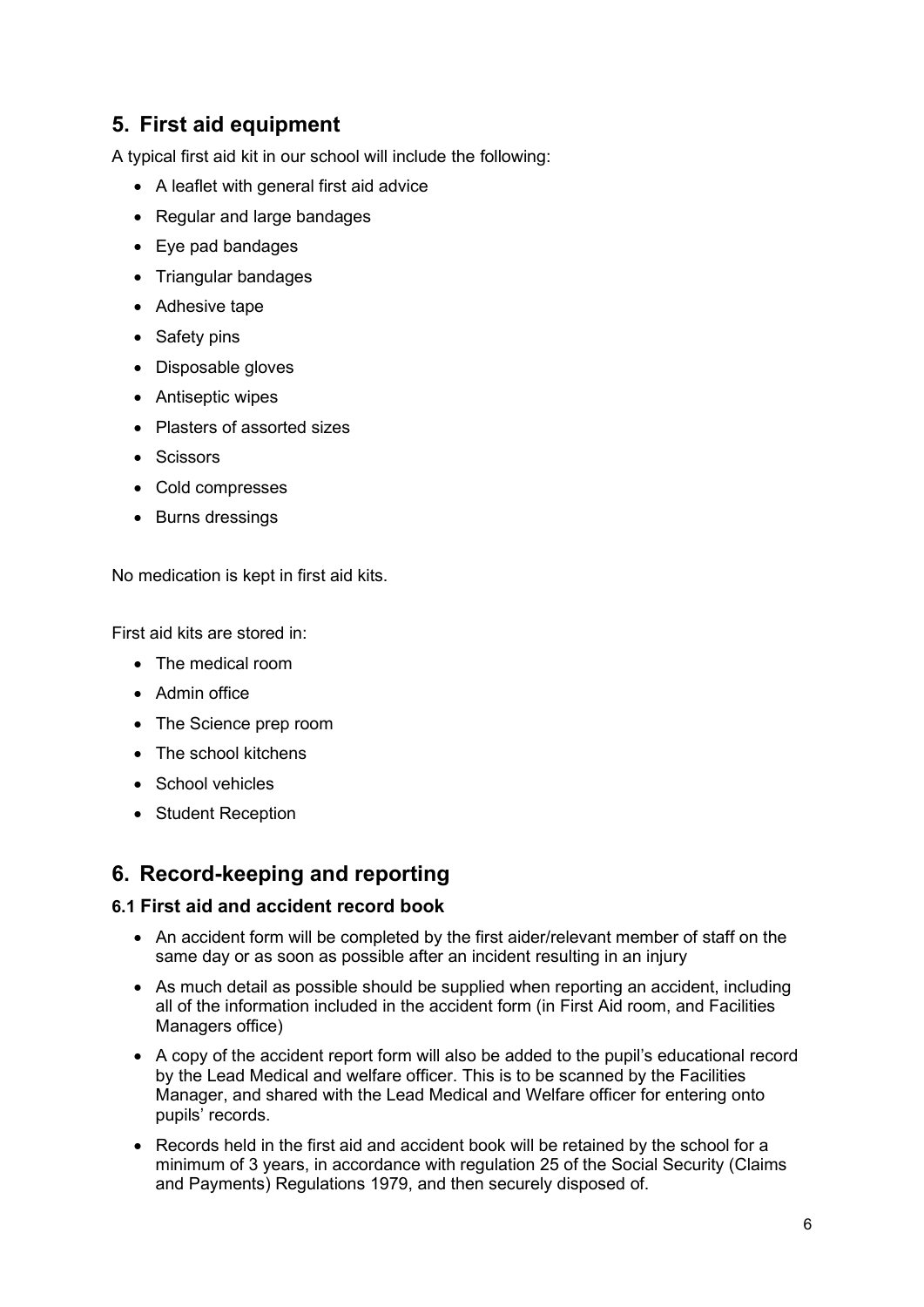## 5. First aid equipment

A typical first aid kit in our school will include the following:

- A leaflet with general first aid advice
- Regular and large bandages
- Eye pad bandages
- Triangular bandages
- Adhesive tape
- Safety pins
- Disposable gloves
- Antiseptic wipes
- Plasters of assorted sizes
- Scissors
- Cold compresses
- Burns dressings

No medication is kept in first aid kits.

First aid kits are stored in:

- The medical room
- Admin office
- The Science prep room
- The school kitchens
- School vehicles
- Student Reception

## 6. Record-keeping and reporting

### 6.1 First aid and accident record book

- An accident form will be completed by the first aider/relevant member of staff on the same day or as soon as possible after an incident resulting in an injury
- As much detail as possible should be supplied when reporting an accident, including all of the information included in the accident form (in First Aid room, and Facilities Managers office)
- A copy of the accident report form will also be added to the pupil's educational record by the Lead Medical and welfare officer. This is to be scanned by the Facilities Manager, and shared with the Lead Medical and Welfare officer for entering onto pupils' records.
- Records held in the first aid and accident book will be retained by the school for a minimum of 3 years, in accordance with regulation 25 of the Social Security (Claims and Payments) Regulations 1979, and then securely disposed of.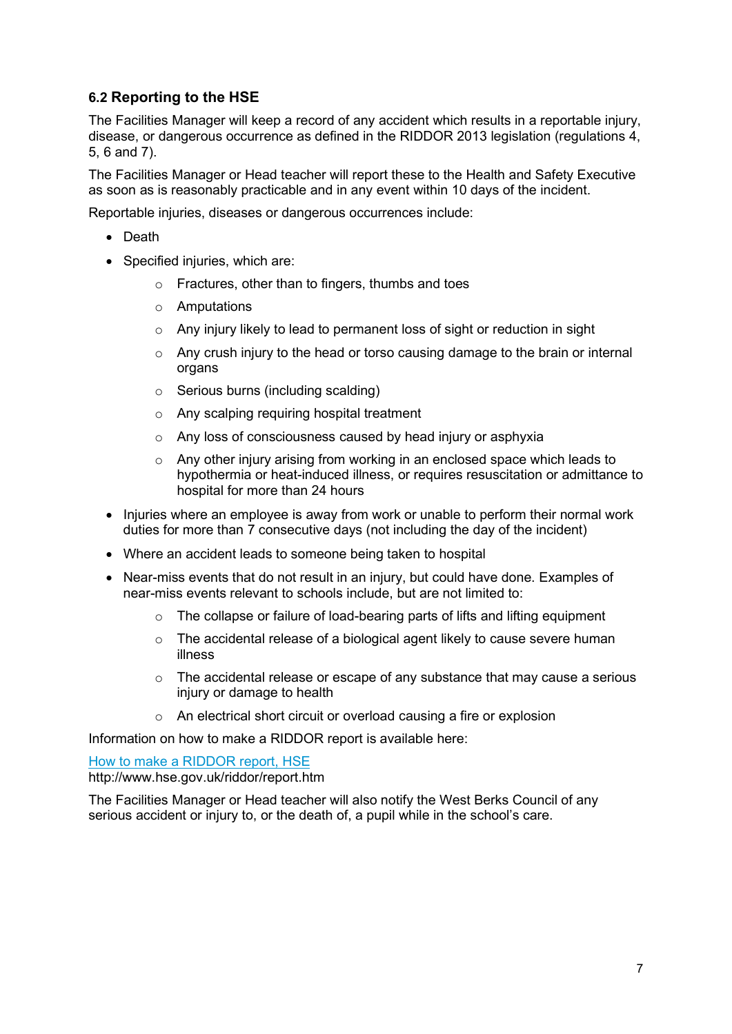### 6.2 Reporting to the HSE

The Facilities Manager will keep a record of any accident which results in a reportable injury, disease, or dangerous occurrence as defined in the RIDDOR 2013 legislation (regulations 4, 5, 6 and 7).

The Facilities Manager or Head teacher will report these to the Health and Safety Executive as soon as is reasonably practicable and in any event within 10 days of the incident.

Reportable injuries, diseases or dangerous occurrences include:

- Death
- Specified injuries, which are:
  - Fractures, other than to fingers, thumbs and toes
  - Amputations
  - Any injury likely to lead to permanent loss of sight or reduction in sight
  - Any crush injury to the head or torso causing damage to the brain or internal organs
  - Serious burns (including scalding)
  - Any scalping requiring hospital treatment
  - Any loss of consciousness caused by head injury or asphyxia
  - Any other injury arising from working in an enclosed space which leads to hypothermia or heat-induced illness, or requires resuscitation or admittance to hospital for more than 24 hours
- Injuries where an employee is away from work or unable to perform their normal work duties for more than 7 consecutive days (not including the day of the incident)
- Where an accident leads to someone being taken to hospital
- Near-miss events that do not result in an injury, but could have done. Examples of near-miss events relevant to schools include, but are not limited to:
  - The collapse or failure of load-bearing parts of lifts and lifting equipment
  - The accidental release of a biological agent likely to cause severe human illness
  - The accidental release or escape of any substance that may cause a serious injury or damage to health
  - An electrical short circuit or overload causing a fire or explosion

Information on how to make a RIDDOR report is available here:

[How to make a RIDDOR report, HSE](http://www.hse.gov.uk/riddor/report.htm)
http://www.hse.gov.uk/riddor/report.htm

The Facilities Manager or Head teacher will also notify the West Berks Council of any serious accident or injury to, or the death of, a pupil while in the school's care.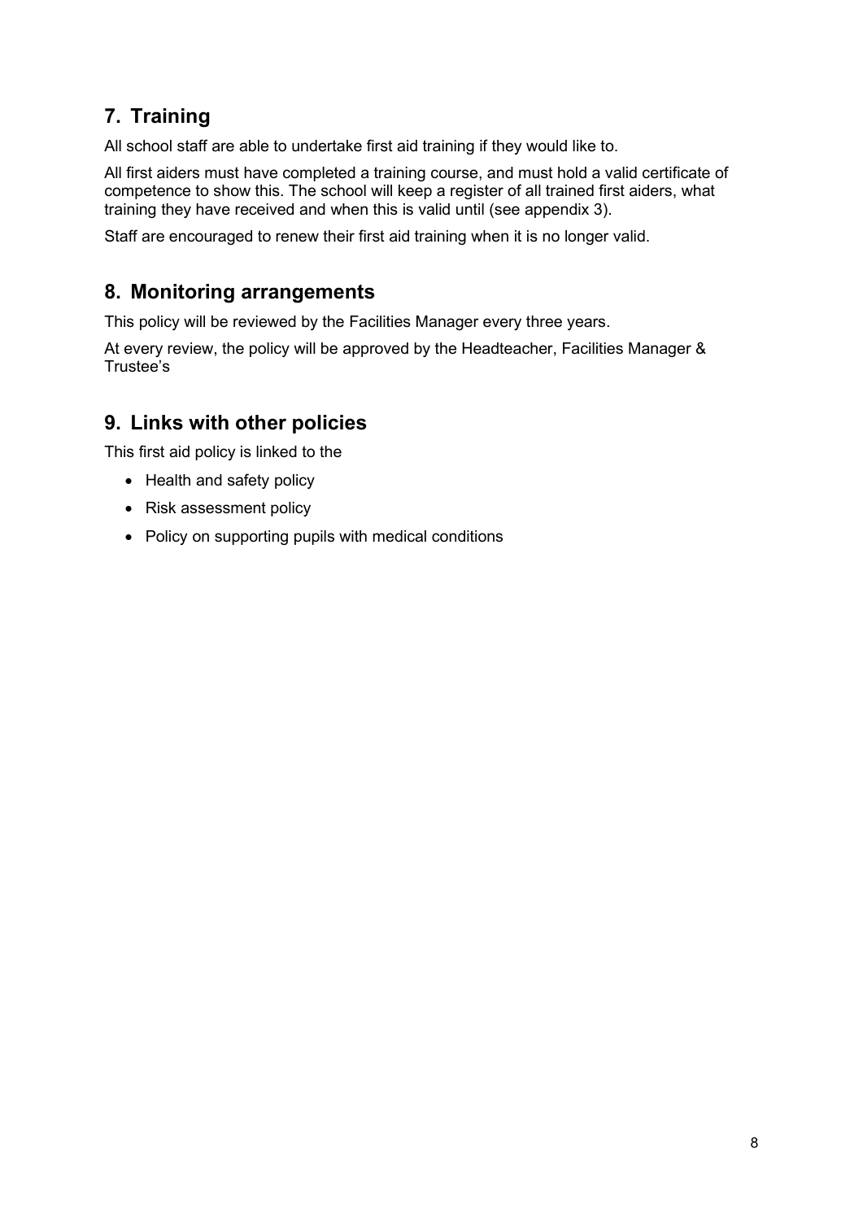## 7. Training

All school staff are able to undertake first aid training if they would like to.

All first aiders must have completed a training course, and must hold a valid certificate of competence to show this. The school will keep a register of all trained first aiders, what training they have received and when this is valid until (see appendix 3).

Staff are encouraged to renew their first aid training when it is no longer valid.

## 8. Monitoring arrangements

This policy will be reviewed by the Facilities Manager every three years.

At every review, the policy will be approved by the Headteacher, Facilities Manager & Trustee's

## 9. Links with other policies

This first aid policy is linked to the

- Health and safety policy
- Risk assessment policy
- Policy on supporting pupils with medical conditions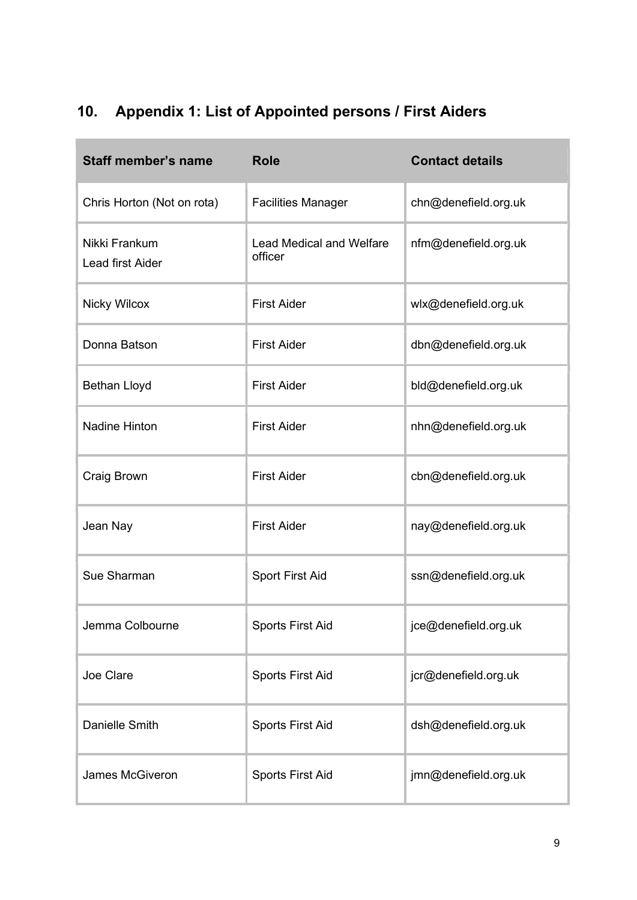## 10. Appendix 1: List of Appointed persons / First Aiders

| Staff member's name | Role | Contact details |
| --- | --- | --- |
| Chris Horton (Not on rota) | Facilities Manager | chn@denefield.org.uk |
| Nikki Frankum<br>Lead first Aider | Lead Medical and Welfare officer | nfm@denefield.org.uk |
| Nicky Wilcox | First Aider | wlx@denefield.org.uk |
| Donna Batson | First Aider | dbn@denefield.org.uk |
| Bethan Lloyd | First Aider | bld@denefield.org.uk |
| Nadine Hinton | First Aider | nhn@denefield.org.uk |
| Craig Brown | First Aider | cbn@denefield.org.uk |
| Jean Nay | First Aider | nay@denefield.org.uk |
| Sue Sharman | Sport First Aid | ssn@denefield.org.uk |
| Jemma Colbourne | Sports First Aid | jce@denefield.org.uk |
| Joe Clare | Sports First Aid | jcr@denefield.org.uk |
| Danielle Smith | Sports First Aid | dsh@denefield.org.uk |
| James McGiveron | Sports First Aid | jmn@denefield.org.uk |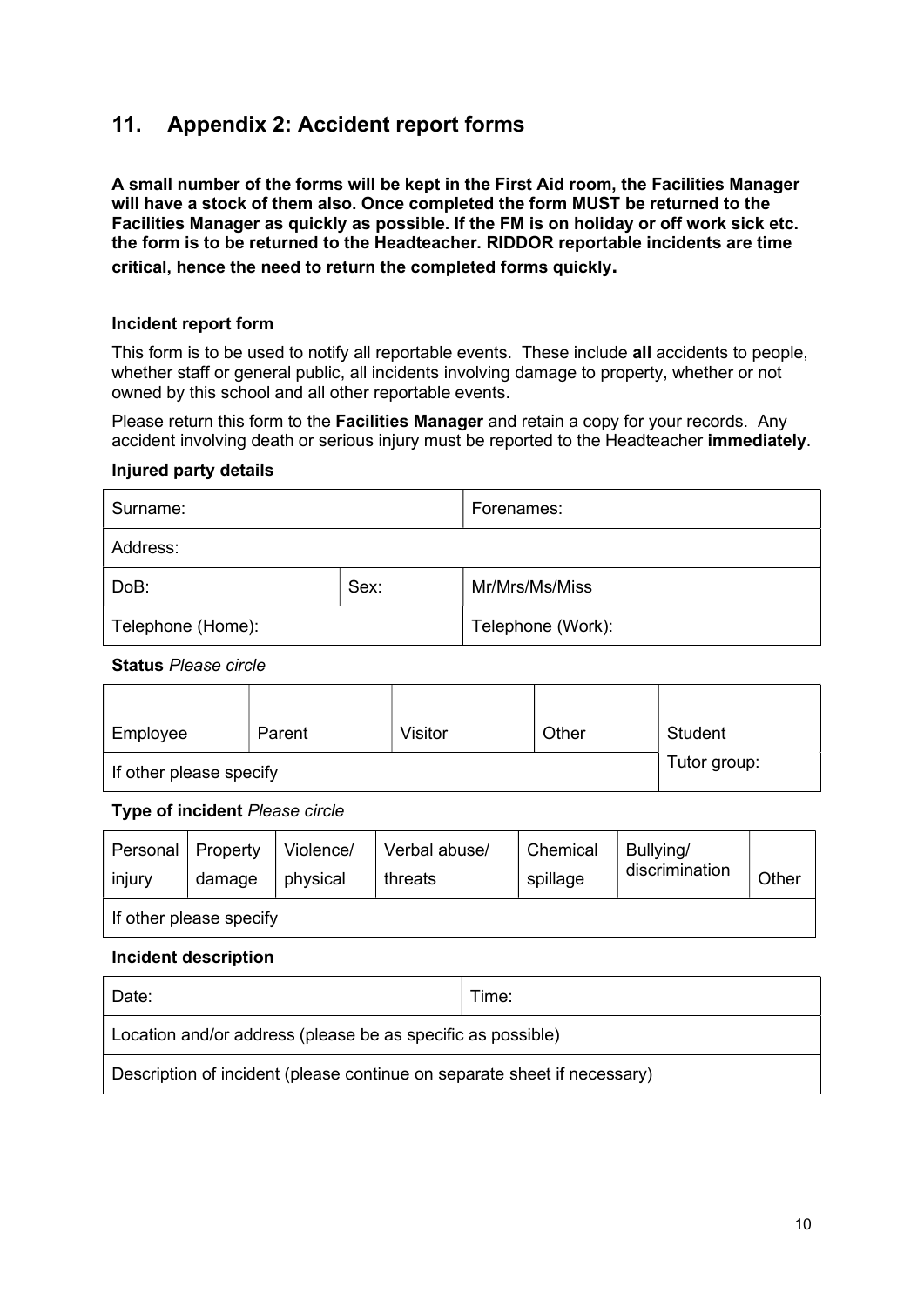## 11. Appendix 2: Accident report forms

**A small number of the forms will be kept in the First Aid room, the Facilities Manager will have a stock of them also. Once completed the form MUST be returned to the Facilities Manager as quickly as possible. If the FM is on holiday or off work sick etc. the form is to be returned to the Headteacher. RIDDOR reportable incidents are time critical, hence the need to return the completed forms quickly.**

### Incident report form

This form is to be used to notify all reportable events. These include **all** accidents to people, whether staff or general public, all incidents involving damage to property, whether or not owned by this school and all other reportable events.

Please return this form to the **Facilities Manager** and retain a copy for your records. Any accident involving death or serious injury must be reported to the Headteacher **immediately**.

**Injured party details**

| Surname: | | Forenames: |
|---|---|---|
| Address: | | |
| DoB: | Sex: | Mr/Mrs/Ms/Miss |
| Telephone (Home): | | Telephone (Work): |

**Status** *Please circle*

| Employee | Parent | Visitor | Other | Student |
|---|---|---|---|---|
| If other please specify | | | | Tutor group: |

**Type of incident** *Please circle*

| Personal injury | Property damage | Violence/ physical | Verbal abuse/ threats | Chemical spillage | Bullying/ discrimination | Other |
|---|---|---|---|---|---|---|
| If other please specify | | | | | | |

**Incident description**

| Date: | Time: |
|---|---|
| Location and/or address (please be as specific as possible) | |
| Description of incident (please continue on separate sheet if necessary) | |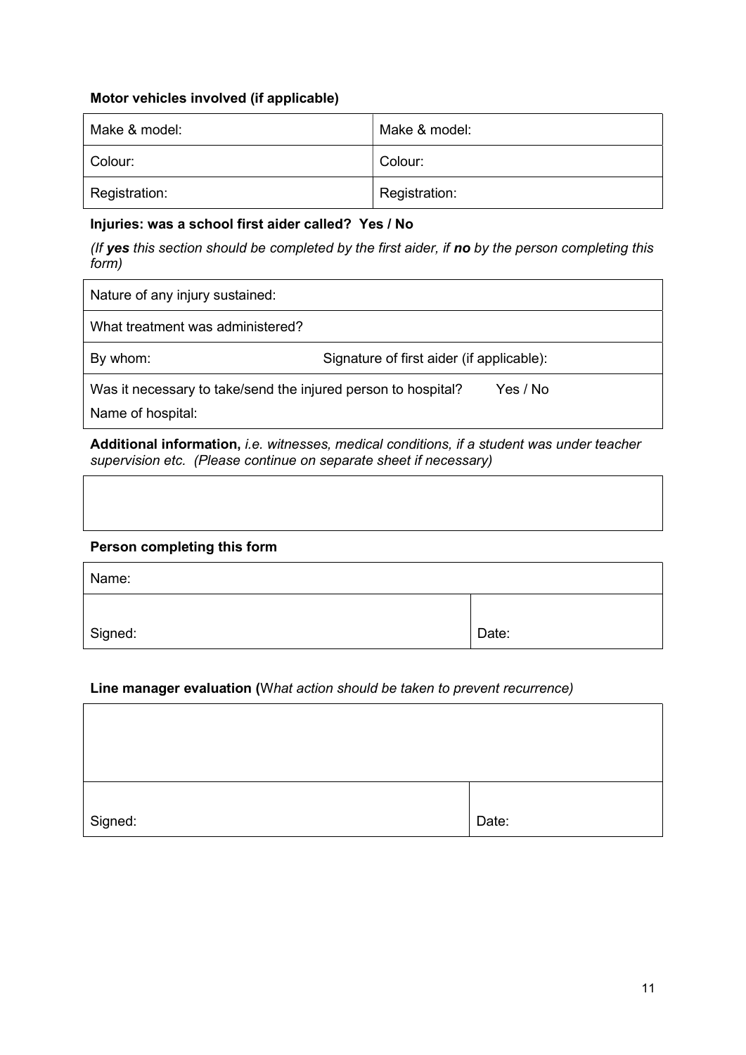**Motor vehicles involved (if applicable)**

| Make & model: | Make & model: |
|---|---|
| Colour: | Colour: |
| Registration: | Registration: |

**Injuries: was a school first aider called? Yes / No**

*(If* ***yes*** *this section should be completed by the first aider, if* ***no*** *by the person completing this form)*

| Nature of any injury sustained: | |
|---|---|
| What treatment was administered? | |
| By whom: | Signature of first aider (if applicable): |
| Was it necessary to take/send the injured person to hospital? Yes / No<br>Name of hospital: | |

**Additional information,** *i.e. witnesses, medical conditions, if a student was under teacher supervision etc. (Please continue on separate sheet if necessary)*

| |
|---|
| |

**Person completing this form**

| Name: | |
|---|---|
| Signed: | Date: |

**Line manager evaluation (***What action should be taken to prevent recurrence)*

| | |
|---|---|
| | |
| Signed: | Date: |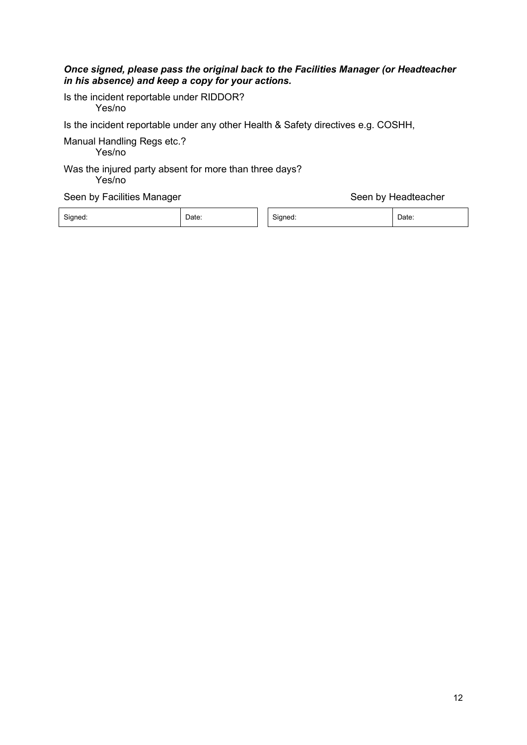***Once signed, please pass the original back to the Facilities Manager (or Headteacher in his absence) and keep a copy for your actions.***

Is the incident reportable under RIDDOR?
Yes/no

Is the incident reportable under any other Health & Safety directives e.g. COSHH,

Manual Handling Regs etc.?
Yes/no

Was the injured party absent for more than three days?
Yes/no

| Seen by Facilities Manager | | Seen by Headteacher | |
| --- | --- | --- | --- |
| Signed: | Date: | Signed: | Date: |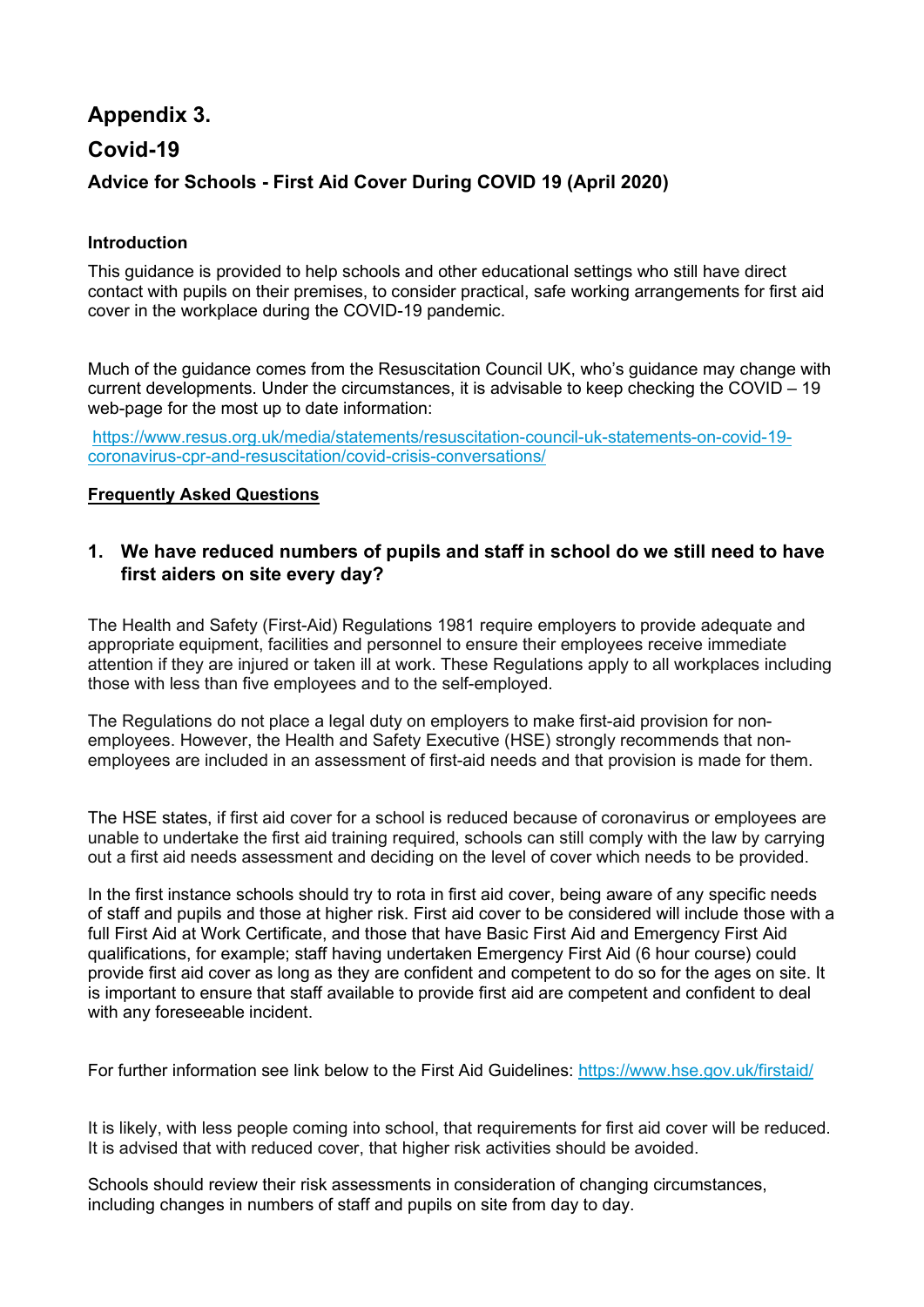# Appendix 3.

# Covid-19

### Advice for Schools - First Aid Cover During COVID 19 (April 2020)

**Introduction**

This guidance is provided to help schools and other educational settings who still have direct contact with pupils on their premises, to consider practical, safe working arrangements for first aid cover in the workplace during the COVID-19 pandemic.

Much of the guidance comes from the Resuscitation Council UK, who's guidance may change with current developments. Under the circumstances, it is advisable to keep checking the COVID – 19 web-page for the most up to date information:

https://www.resus.org.uk/media/statements/resuscitation-council-uk-statements-on-covid-19-coronavirus-cpr-and-resuscitation/covid-crisis-conversations/

**Frequently Asked Questions**

1. **We have reduced numbers of pupils and staff in school do we still need to have first aiders on site every day?**

The Health and Safety (First-Aid) Regulations 1981 require employers to provide adequate and appropriate equipment, facilities and personnel to ensure their employees receive immediate attention if they are injured or taken ill at work. These Regulations apply to all workplaces including those with less than five employees and to the self-employed.

The Regulations do not place a legal duty on employers to make first-aid provision for non-employees. However, the Health and Safety Executive (HSE) strongly recommends that non-employees are included in an assessment of first-aid needs and that provision is made for them.

The HSE states, if first aid cover for a school is reduced because of coronavirus or employees are unable to undertake the first aid training required, schools can still comply with the law by carrying out a first aid needs assessment and deciding on the level of cover which needs to be provided.

In the first instance schools should try to rota in first aid cover, being aware of any specific needs of staff and pupils and those at higher risk. First aid cover to be considered will include those with a full First Aid at Work Certificate, and those that have Basic First Aid and Emergency First Aid qualifications, for example; staff having undertaken Emergency First Aid (6 hour course) could provide first aid cover as long as they are confident and competent to do so for the ages on site. It is important to ensure that staff available to provide first aid are competent and confident to deal with any foreseeable incident.

For further information see link below to the First Aid Guidelines: https://www.hse.gov.uk/firstaid/

It is likely, with less people coming into school, that requirements for first aid cover will be reduced. It is advised that with reduced cover, that higher risk activities should be avoided.

Schools should review their risk assessments in consideration of changing circumstances, including changes in numbers of staff and pupils on site from day to day.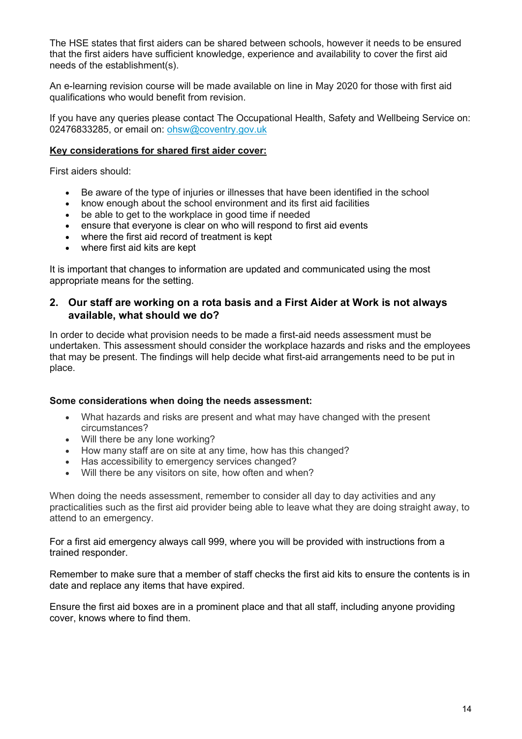The HSE states that first aiders can be shared between schools, however it needs to be ensured that the first aiders have sufficient knowledge, experience and availability to cover the first aid needs of the establishment(s).

An e-learning revision course will be made available on line in May 2020 for those with first aid qualifications who would benefit from revision.

If you have any queries please contact The Occupational Health, Safety and Wellbeing Service on: 02476833285, or email on: [ohsw@coventry.gov.uk](mailto:ohsw@coventry.gov.uk)

**Key considerations for shared first aider cover:**

First aiders should:

- Be aware of the type of injuries or illnesses that have been identified in the school
- know enough about the school environment and its first aid facilities
- be able to get to the workplace in good time if needed
- ensure that everyone is clear on who will respond to first aid events
- where the first aid record of treatment is kept
- where first aid kits are kept

It is important that changes to information are updated and communicated using the most appropriate means for the setting.

## 2. Our staff are working on a rota basis and a First Aider at Work is not always available, what should we do?

In order to decide what provision needs to be made a first-aid needs assessment must be undertaken. This assessment should consider the workplace hazards and risks and the employees that may be present. The findings will help decide what first-aid arrangements need to be put in place.

**Some considerations when doing the needs assessment:**

- What hazards and risks are present and what may have changed with the present circumstances?
- Will there be any lone working?
- How many staff are on site at any time, how has this changed?
- Has accessibility to emergency services changed?
- Will there be any visitors on site, how often and when?

When doing the needs assessment, remember to consider all day to day activities and any practicalities such as the first aid provider being able to leave what they are doing straight away, to attend to an emergency.

For a first aid emergency always call 999, where you will be provided with instructions from a trained responder.

Remember to make sure that a member of staff checks the first aid kits to ensure the contents is in date and replace any items that have expired.

Ensure the first aid boxes are in a prominent place and that all staff, including anyone providing cover, knows where to find them.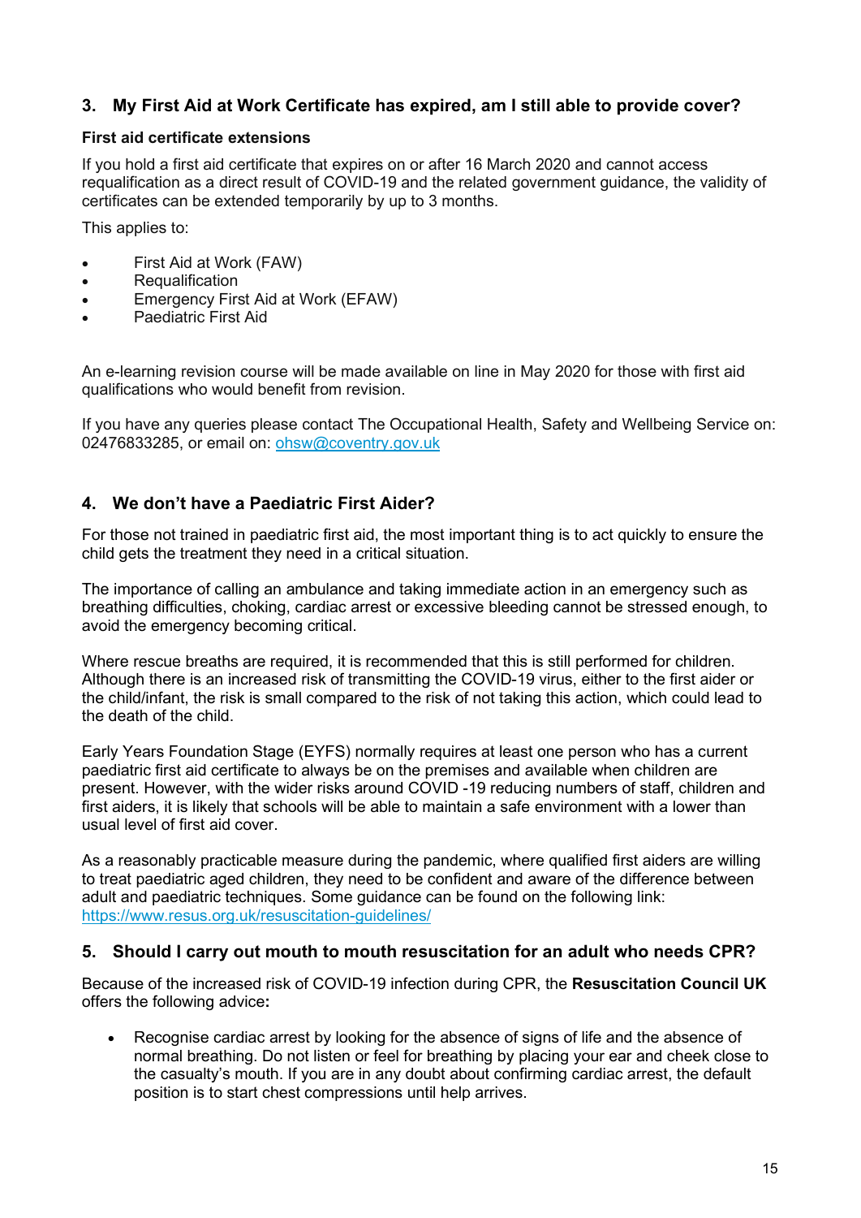## 3. My First Aid at Work Certificate has expired, am I still able to provide cover?

**First aid certificate extensions**

If you hold a first aid certificate that expires on or after 16 March 2020 and cannot access requalification as a direct result of COVID-19 and the related government guidance, the validity of certificates can be extended temporarily by up to 3 months.

This applies to:

- First Aid at Work (FAW)
- Requalification
- Emergency First Aid at Work (EFAW)
- Paediatric First Aid

An e-learning revision course will be made available on line in May 2020 for those with first aid qualifications who would benefit from revision.

If you have any queries please contact The Occupational Health, Safety and Wellbeing Service on: 02476833285, or email on: ohsw@coventry.gov.uk

## 4. We don't have a Paediatric First Aider?

For those not trained in paediatric first aid, the most important thing is to act quickly to ensure the child gets the treatment they need in a critical situation.

The importance of calling an ambulance and taking immediate action in an emergency such as breathing difficulties, choking, cardiac arrest or excessive bleeding cannot be stressed enough, to avoid the emergency becoming critical.

Where rescue breaths are required, it is recommended that this is still performed for children. Although there is an increased risk of transmitting the COVID-19 virus, either to the first aider or the child/infant, the risk is small compared to the risk of not taking this action, which could lead to the death of the child.

Early Years Foundation Stage (EYFS) normally requires at least one person who has a current paediatric first aid certificate to always be on the premises and available when children are present. However, with the wider risks around COVID -19 reducing numbers of staff, children and first aiders, it is likely that schools will be able to maintain a safe environment with a lower than usual level of first aid cover.

As a reasonably practicable measure during the pandemic, where qualified first aiders are willing to treat paediatric aged children, they need to be confident and aware of the difference between adult and paediatric techniques. Some guidance can be found on the following link: https://www.resus.org.uk/resuscitation-guidelines/

## 5. Should I carry out mouth to mouth resuscitation for an adult who needs CPR?

Because of the increased risk of COVID-19 infection during CPR, the **Resuscitation Council UK** offers the following advice**:**

- Recognise cardiac arrest by looking for the absence of signs of life and the absence of normal breathing. Do not listen or feel for breathing by placing your ear and cheek close to the casualty's mouth. If you are in any doubt about confirming cardiac arrest, the default position is to start chest compressions until help arrives.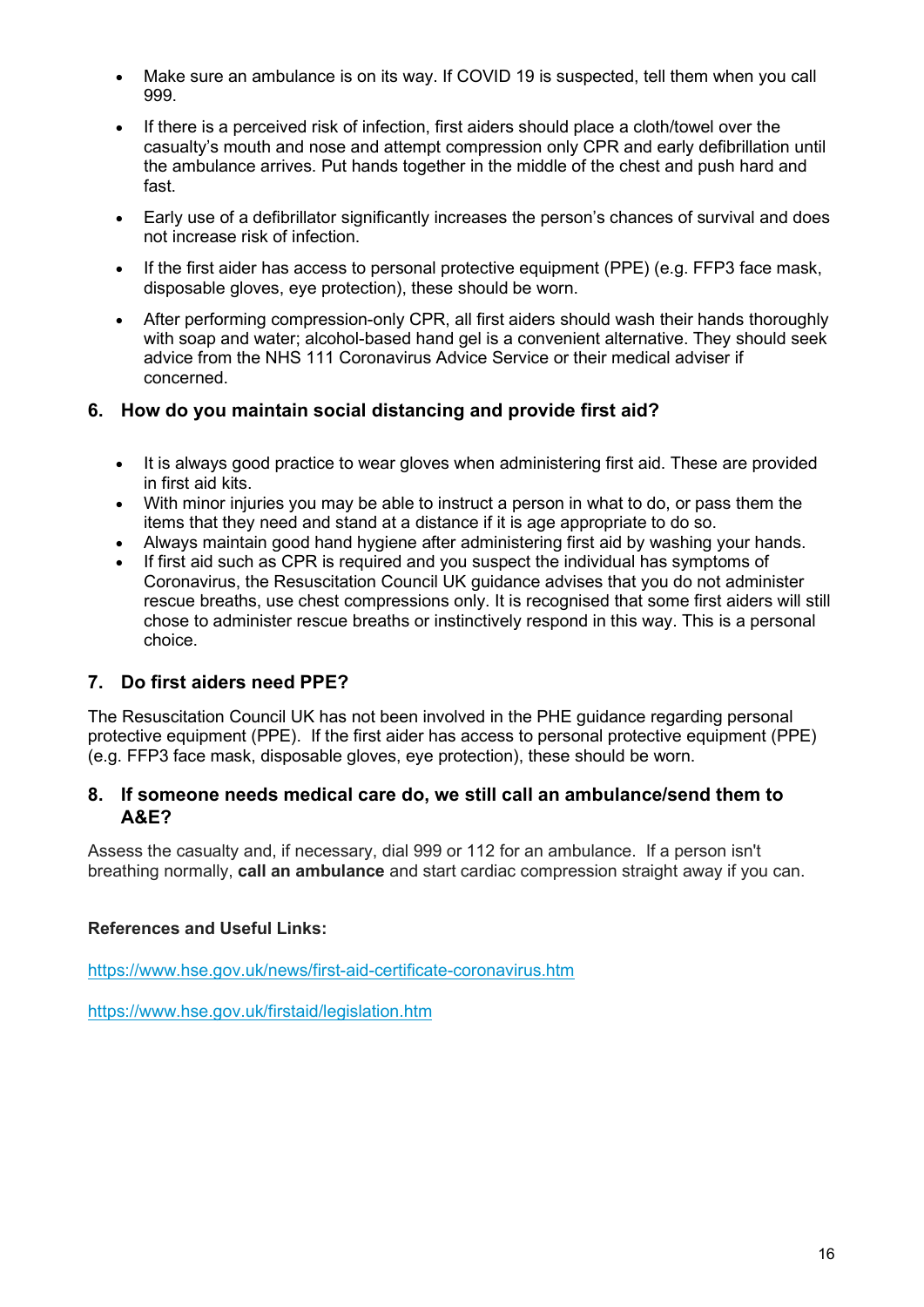- Make sure an ambulance is on its way. If COVID 19 is suspected, tell them when you call 999.
- If there is a perceived risk of infection, first aiders should place a cloth/towel over the casualty's mouth and nose and attempt compression only CPR and early defibrillation until the ambulance arrives. Put hands together in the middle of the chest and push hard and fast.
- Early use of a defibrillator significantly increases the person's chances of survival and does not increase risk of infection.
- If the first aider has access to personal protective equipment (PPE) (e.g. FFP3 face mask, disposable gloves, eye protection), these should be worn.
- After performing compression-only CPR, all first aiders should wash their hands thoroughly with soap and water; alcohol-based hand gel is a convenient alternative. They should seek advice from the NHS 111 Coronavirus Advice Service or their medical adviser if concerned.

## 6. How do you maintain social distancing and provide first aid?

- It is always good practice to wear gloves when administering first aid. These are provided in first aid kits.
- With minor injuries you may be able to instruct a person in what to do, or pass them the items that they need and stand at a distance if it is age appropriate to do so.
- Always maintain good hand hygiene after administering first aid by washing your hands.
- If first aid such as CPR is required and you suspect the individual has symptoms of Coronavirus, the Resuscitation Council UK guidance advises that you do not administer rescue breaths, use chest compressions only. It is recognised that some first aiders will still chose to administer rescue breaths or instinctively respond in this way. This is a personal choice.

## 7. Do first aiders need PPE?

The Resuscitation Council UK has not been involved in the PHE guidance regarding personal protective equipment (PPE). If the first aider has access to personal protective equipment (PPE) (e.g. FFP3 face mask, disposable gloves, eye protection), these should be worn.

## 8. If someone needs medical care do, we still call an ambulance/send them to A&E?

Assess the casualty and, if necessary, dial 999 or 112 for an ambulance. If a person isn't breathing normally, **call an ambulance** and start cardiac compression straight away if you can.

**References and Useful Links:**

https://www.hse.gov.uk/news/first-aid-certificate-coronavirus.htm

https://www.hse.gov.uk/firstaid/legislation.htm